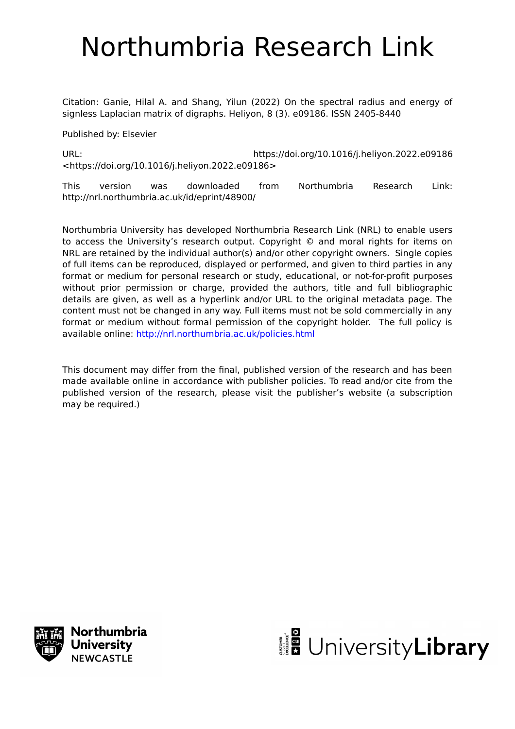# Northumbria Research Link

Citation: Ganie, Hilal A. and Shang, Yilun (2022) On the spectral radius and energy of signless Laplacian matrix of digraphs. Heliyon, 8 (3). e09186. ISSN 2405-8440

Published by: Elsevier

URL: https://doi.org/10.1016/j.heliyon.2022.e09186 <https://doi.org/10.1016/j.heliyon.2022.e09186>

This version was downloaded from Northumbria Research Link: http://nrl.northumbria.ac.uk/id/eprint/48900/

Northumbria University has developed Northumbria Research Link (NRL) to enable users to access the University's research output. Copyright © and moral rights for items on NRL are retained by the individual author(s) and/or other copyright owners. Single copies of full items can be reproduced, displayed or performed, and given to third parties in any format or medium for personal research or study, educational, or not-for-profit purposes without prior permission or charge, provided the authors, title and full bibliographic details are given, as well as a hyperlink and/or URL to the original metadata page. The content must not be changed in any way. Full items must not be sold commercially in any format or medium without formal permission of the copyright holder. The full policy is available online: http://nrl.northumbria.ac.uk/policies.html

This document may differ from the final, published version of the research and has been made available online in accordance with publisher policies. To read and/or cite from the published version of the research, please visit the publisher's website (a subscription may be required.)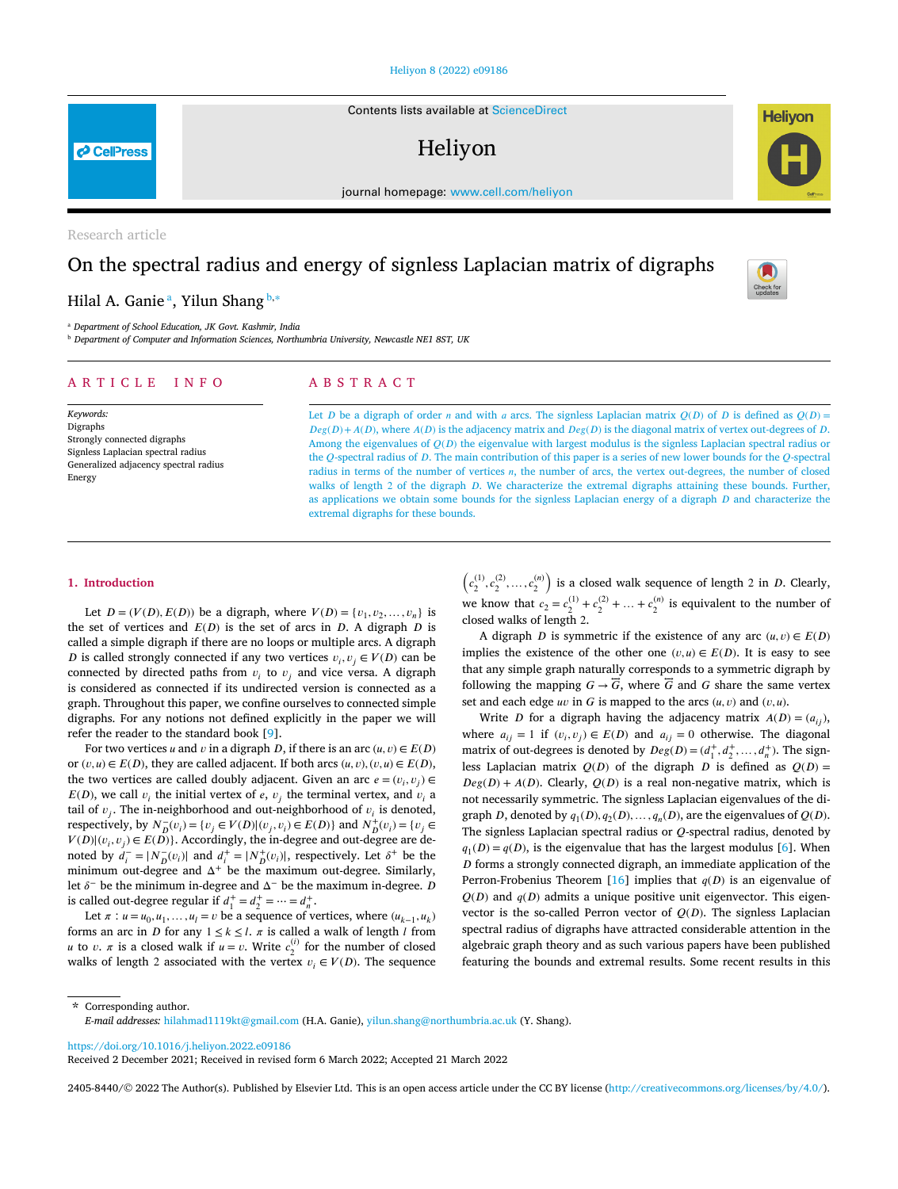Research article

# On the spectral radius and energy of signless Laplacian matrix of digraphs

Hilal A. Ganie [a], Yilun Shang [b,*]

[a] Department of School Education, JK Govt. Kashmir, India

[b] Department of Computer and Information Sciences, Northumbria University, Newcastle NE1 8ST, UK

## ARTICLE INFO

*Keywords:*
Digraphs
Strongly connected digraphs
Signless Laplacian spectral radius
Generalized adjacency spectral radius
Energy

## ABSTRACT

Let $D$ be a digraph of order $n$ and with $a$ arcs. The signless Laplacian matrix $Q(D)$ of $D$ is defined as $Q(D) = Deg(D) + A(D)$, where $A(D)$ is the adjacency matrix and $Deg(D)$ is the diagonal matrix of vertex out-degrees of $D$. Among the eigenvalues of $Q(D)$ the eigenvalue with largest modulus is the signless Laplacian spectral radius or the $Q$-spectral radius of $D$. The main contribution of this paper is a series of new lower bounds for the $Q$-spectral radius in terms of the number of vertices $n$, the number of arcs, the vertex out-degrees, the number of closed walks of length 2 of the digraph $D$. We characterize the extremal digraphs attaining these bounds. Further, as applications we obtain some bounds for the signless Laplacian energy of a digraph $D$ and characterize the extremal digraphs for these bounds.

## 1. Introduction

Let $D = (V(D), E(D))$ be a digraph, where $V(D) = \{v_1, v_2, \ldots, v_n\}$ is the set of vertices and $E(D)$ is the set of arcs in $D$. A digraph $D$ is called a simple digraph if there are no loops or multiple arcs. A digraph $D$ is called strongly connected if any two vertices $v_i, v_j \in V(D)$ can be connected by directed paths from $v_i$ to $v_j$ and vice versa. A digraph is considered as connected if its undirected version is connected as a graph. Throughout this paper, we confine ourselves to connected simple digraphs. For any notions not defined explicitly in the paper we will refer the reader to the standard book [9].

For two vertices $u$ and $v$ in a digraph $D$, if there is an arc $(u, v) \in E(D)$ or $(v, u) \in E(D)$, they are called adjacent. If both arcs $(u, v), (v, u) \in E(D)$, the two vertices are called doubly adjacent. Given an arc $e = (v_i, v_j) \in E(D)$, we call $v_i$ the initial vertex of $e$, $v_j$ the terminal vertex, and $v_i$ a tail of $v_j$. The in-neighborhood and out-neighborhood of $v_i$ is denoted, respectively, by $N_D^-(v_i) = \{v_j \in V(D) | (v_j, v_i) \in E(D)\}$ and $N_D^+(v_i) = \{v_j \in V(D) | (v_i, v_j) \in E(D)\}$. Accordingly, the in-degree and out-degree are denoted by $d_i^- = |N_D^-(v_i)|$ and $d_i^+ = |N_D^+(v_i)|$, respectively. Let $\delta^+$ be the minimum out-degree and $\Delta^+$ be the maximum out-degree. Similarly, let $\delta^-$ be the minimum in-degree and $\Delta^-$ be the maximum in-degree. $D$ is called out-degree regular if $d_1^+ = d_2^+ = \cdots = d_n^+$.

Let $\pi : u = u_0, u_1, \ldots, u_l = v$ be a sequence of vertices, where $(u_{k-1}, u_k)$ forms an arc in $D$ for any $1 \le k \le l$. $\pi$ is called a walk of length $l$ from $u$ to $v$. $\pi$ is a closed walk if $u = v$. Write $c_2^{(i)}$ for the number of closed walks of length 2 associated with the vertex $v_i \in V(D)$. The sequence $\left(c_2^{(1)}, c_2^{(2)}, \ldots, c_2^{(n)}\right)$ is a closed walk sequence of length 2 in $D$. Clearly, we know that $c_2 = c_2^{(1)} + c_2^{(2)} + \ldots + c_2^{(n)}$ is equivalent to the number of closed walks of length 2.

A digraph $D$ is symmetric if the existence of any arc $(u, v) \in E(D)$ implies the existence of the other one $(v, u) \in E(D)$. It is easy to see that any simple graph naturally corresponds to a symmetric digraph by following the mapping $G \to \overleftrightarrow{G}$, where $\overleftrightarrow{G}$ and $G$ share the same vertex set and each edge $uv$ in $G$ is mapped to the arcs $(u, v)$ and $(v, u)$.

Write $D$ for a digraph having the adjacency matrix $A(D) = (a_{ij})$, where $a_{ij} = 1$ if $(v_i, v_j) \in E(D)$ and $a_{ij} = 0$ otherwise. The diagonal matrix of out-degrees is denoted by $Deg(D) = (d_1^+, d_2^+, \ldots, d_n^+)$. The signless Laplacian matrix $Q(D)$ of the digraph $D$ is defined as $Q(D) = Deg(D) + A(D)$. Clearly, $Q(D)$ is a real non-negative matrix, which is not necessarily symmetric. The signless Laplacian eigenvalues of the digraph $D$, denoted by $q_1(D), q_2(D), \ldots, q_n(D)$, are the eigenvalues of $Q(D)$. The signless Laplacian spectral radius or $Q$-spectral radius, denoted by $q_1(D) = q(D)$, is the eigenvalue that has the largest modulus [6]. When $D$ forms a strongly connected digraph, an immediate application of the Perron-Frobenius Theorem [16] implies that $q(D)$ is an eigenvalue of $Q(D)$ and $q(D)$ admits a unique positive unit eigenvector. This eigenvector is the so-called Perron vector of $Q(D)$. The signless Laplacian spectral radius of digraphs have attracted considerable attention in the algebraic graph theory and as such various papers have been published featuring the bounds and extremal results. Some recent results in this

---

\* Corresponding author.
*E-mail addresses:* hilahmad1119kt@gmail.com (H.A. Ganie), yilun.shang@northumbria.ac.uk (Y. Shang).

https://doi.org/10.1016/j.heliyon.2022.e09186
Received 2 December 2021; Received in revised form 6 March 2022; Accepted 21 March 2022

2405-8440/© 2022 The Author(s). Published by Elsevier Ltd. This is an open access article under the CC BY license (http://creativecommons.org/licenses/by/4.0/).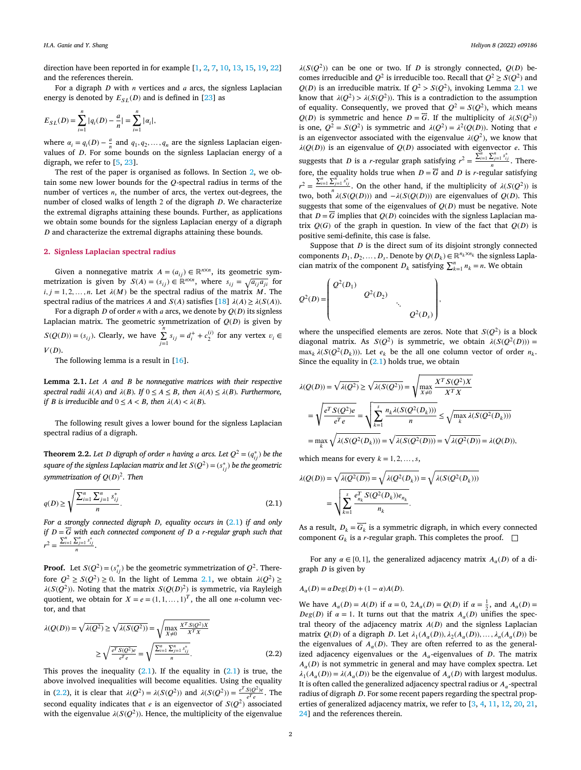direction have been reported in for example [1, 2, 7, 10, 13, 15, 19, 22] and the references therein.

For a digraph $D$ with $n$ vertices and $a$ arcs, the signless Laplacian energy is denoted by $E_{SL}(D)$ and is defined in [23] as

$$E_{SL}(D) = \sum_{i=1}^{n} |q_i(D) - \frac{a}{n}| = \sum_{i=1}^{n} |\alpha_i|,$$

where $\alpha_i = q_i(D) - \frac{a}{n}$ and $q_1, q_2, \ldots, q_n$ are the signless Laplacian eigenvalues of $D$. For some bounds on the signless Laplacian energy of a digraph, we refer to [5, 23].

The rest of the paper is organised as follows. In Section 2, we obtain some new lower bounds for the $Q$-spectral radius in terms of the number of vertices $n$, the number of arcs, the vertex out-degrees, the number of closed walks of length 2 of the digraph $D$. We characterize the extremal digraphs attaining these bounds. Further, as applications we obtain some bounds for the signless Laplacian energy of a digraph $D$ and characterize the extremal digraphs attaining these bounds.

## 2. Signless Laplacian spectral radius

Given a nonnegative matrix $A = (a_{ij}) \in \mathbb{R}^{n\times n}$, its geometric symmetrization is given by $S(A) = (s_{ij}) \in \mathbb{R}^{n\times n}$, where $s_{ij} = \sqrt{a_{ij}a_{ji}}$ for $i, j = 1, 2, \ldots, n$. Let $\lambda(M)$ be the spectral radius of the matrix $M$. The spectral radius of the matrices $A$ and $S(A)$ satisfies [18] $\lambda(A) \geq \lambda(S(A))$.

For a digraph $D$ of order $n$ with $a$ arcs, we denote by $Q(D)$ its signless Laplacian matrix. The geometric symmetrization of $Q(D)$ is given by $S(Q(D)) = (s_{ij})$. Clearly, we have $\sum_{j=1}^{n} s_{ij} = d_i^+ + c_2^{(i)}$ for any vertex $v_i \in V(D)$.

The following lemma is a result in [16].

**Lemma 2.1.** *Let $A$ and $B$ be nonnegative matrices with their respective spectral radii $\lambda(A)$ and $\lambda(B)$. If $0 \leq A \leq B$, then $\lambda(A) \leq \lambda(B)$. Furthermore, if $B$ is irreducible and $0 \leq A < B$, then $\lambda(A) < \lambda(B)$.*

The following result gives a lower bound for the signless Laplacian spectral radius of a digraph.

**Theorem 2.2.** *Let $D$ digraph of order $n$ having $a$ arcs. Let $Q^2 = (q_{ij}^*)$ be the square of the signless Laplacian matrix and let $S(Q^2) = (s_{ij}^*)$ be the geometric symmetrization of $Q(D)^2$. Then*

$$q(D) \geq \sqrt{\frac{\sum_{i=1}^{n}\sum_{j=1}^{n} s_{ij}^*}{n}}. \tag{2.1}$$

*For a strongly connected digraph $D$, equality occurs in (2.1) if and only if $D = \overleftrightarrow{G}$ with each connected component of $D$ a $r$-regular graph such that $r^2 = \frac{\sum_{i=1}^{n}\sum_{j=1}^{n} s_{ij}^*}{n}$.*

**Proof.** Let $S(Q^2) = (s_{ij}^*)$ be the geometric symmetrization of $Q^2$. Therefore $Q^2 \geq S(Q^2) \geq 0$. In the light of Lemma 2.1, we obtain $\lambda(Q^2) \geq \lambda(S(Q^2))$. Noting that the matrix $S(Q(D)^2)$ is symmetric, via Rayleigh quotient, we obtain for $X = e = (1, 1, \ldots, 1)^T$, the all one $n$-column vector, and that

$$\lambda(Q(D)) = \sqrt{\lambda(Q^2)} \geq \sqrt{\lambda(S(Q^2))} = \sqrt{\max_{X\neq 0} \frac{X^T S(Q^2)X}{X^T X}}$$
$$\geq \sqrt{\frac{e^T S(Q^2)e}{e^T e}} = \sqrt{\frac{\sum_{i=1}^{n}\sum_{j=1}^{n} s_{ij}^*}{n}}. \tag{2.2}$$

This proves the inequality (2.1). If the equality in (2.1) is true, the above involved inequalities will become equalities. Using the equality in (2.2), it is clear that $\lambda(Q^2) = \lambda(S(Q^2))$ and $\lambda(S(Q^2)) = \frac{e^T S(Q^2)e}{e^T e}$. The second equality indicates that $e$ is an eigenvector of $S(Q^2)$ associated with the eigenvalue $\lambda(S(Q^2))$. Hence, the multiplicity of the eigenvalue $\lambda(S(Q^2))$ can be one or two. If $D$ is strongly connected, $Q(D)$ becomes irreducible and $Q^2$ is irreducible too. Recall that $Q^2 \geq S(Q^2)$ and $Q(D)$ is an irreducible matrix. If $Q^2 > S(Q^2)$, invoking Lemma 2.1 we know that $\lambda(Q^2) > \lambda(S(Q^2))$. This is a contradiction to the assumption of equality. Consequently, we proved that $Q^2 = S(Q^2)$, which means $Q(D)$ is symmetric and hence $D = \overleftrightarrow{G}$. If the multiplicity of $\lambda(S(Q^2))$ is one, $Q^2 = S(Q^2)$ is symmetric and $\lambda(Q^2) = \lambda^2(Q(D))$. Noting that $e$ is an eigenvector associated with the eigenvalue $\lambda(Q^2)$, we know that $\lambda(Q(D))$ is an eigenvalue of $Q(D)$ associated with eigenvector $e$. This suggests that $D$ is a $r$-regular graph satisfying $r^2 = \frac{\sum_{i=1}^{n}\sum_{j=1}^{n} s_{ij}^*}{n}$. Therefore, the equality holds true when $D = \overleftrightarrow{G}$ and $D$ is $r$-regular satisfying $r^2 = \frac{\sum_{i=1}^{n}\sum_{j=1}^{n} s_{ij}^*}{n}$. On the other hand, if the multiplicity of $\lambda(S(Q^2))$ is two, both $\lambda(S(Q(D)))$ and $-\lambda(S(Q(D)))$ are eigenvalues of $Q(D)$. This suggests that some of the eigenvalues of $Q(D)$ must be negative. Note that $D = \overleftrightarrow{G}$ implies that $Q(D)$ coincides with the signless Laplacian matrix $Q(G)$ of the graph in question. In view of the fact that $Q(D)$ is positive semi-definite, this case is false.

Suppose that $D$ is the direct sum of its disjoint strongly connected components $D_1, D_2, \ldots, D_s$. Denote by $Q(D_k) \in \mathbb{R}^{n_k\times n_k}$ the signless Laplacian matrix of the component $D_k$ satisfying $\sum_{k=1}^{n} n_k = n$. We obtain

$$Q^2(D) = \begin{pmatrix} Q^2(D_1) & & & \\ & Q^2(D_2) & & \\ & & \ddots & \\ & & & Q^2(D_s) \end{pmatrix},$$

where the unspecified elements are zeros. Note that $S(Q^2)$ is a block diagonal matrix. As $S(Q^2)$ is symmetric, we obtain $\lambda(S(Q^2(D))) = \max_k \lambda(S(Q^2(D_k)))$. Let $e_k$ be the all one column vector of order $n_k$. Since the equality in (2.1) holds true, we obtain

$$\lambda(Q(D)) = \sqrt{\lambda(Q^2)} \geq \sqrt{\lambda(S(Q^2))} = \sqrt{\max_{X\neq 0} \frac{X^T S(Q^2)X}{X^T X}}$$
$$= \sqrt{\frac{e^T S(Q^2)e}{e^T e}} = \sqrt{\sum_{k=1}^{s} \frac{n_k \lambda(S(Q^2(D_k)))}{n}} \leq \sqrt{\max_k \lambda(S(Q^2(D_k)))}$$
$$= \max_k \sqrt{\lambda(S(Q^2(D_k)))} = \sqrt{\lambda(S(Q^2(D)))} = \sqrt{\lambda(Q^2(D))} = \lambda(Q(D)),$$

which means for every $k = 1, 2, \ldots, s$,

$$\lambda(Q(D)) = \sqrt{\lambda(Q^2(D))} = \sqrt{\lambda(Q^2(D_k))} = \sqrt{\lambda(S(Q^2(D_k)))}$$
$$= \sqrt{\sum_{k=1}^{s} \frac{e_{n_k}^T S(Q^2(D_k))e_{n_k}}{n_k}}.$$

As a result, $D_k = \overleftrightarrow{G_k}$ is a symmetric digraph, in which every connected component $G_k$ is a $r$-regular graph. This completes the proof. $\square$

For any $\alpha \in [0, 1]$, the generalized adjacency matrix $A_\alpha(D)$ of a digraph $D$ is given by

$$A_\alpha(D) = \alpha Deg(D) + (1 - \alpha)A(D).$$

We have $A_\alpha(D) = A(D)$ if $\alpha = 0$, $2A_\alpha(D) = Q(D)$ if $\alpha = \frac{1}{2}$, and $A_\alpha(D) = Deg(D)$ if $\alpha = 1$. It turns out that the matrix $A_\alpha(D)$ unifies the spectral theory of the adjacency matrix $A(D)$ and the signless Laplacian matrix $Q(D)$ of a digraph $D$. Let $\lambda_1(A_\alpha(D)), \lambda_2(A_\alpha(D)), \ldots, \lambda_n(A_\alpha(D))$ be the eigenvalues of $A_\alpha(D)$. They are often referred to as the generalized adjacency eigenvalues or the $A_\alpha$-eigenvalues of $D$. The matrix $A_\alpha(D)$ is not symmetric in general and may have complex spectra. Let $\lambda_1(A_\alpha(D)) = \lambda(A_\alpha(D))$ be the eigenvalue of $A_\alpha(D)$ with largest modulus. It is often called the generalized adjacency spectral radius or $A_\alpha$-spectral radius of digraph $D$. For some recent papers regarding the spectral properties of generalized adjacency matrix, we refer to [3, 4, 11, 12, 20, 21, 24] and the references therein.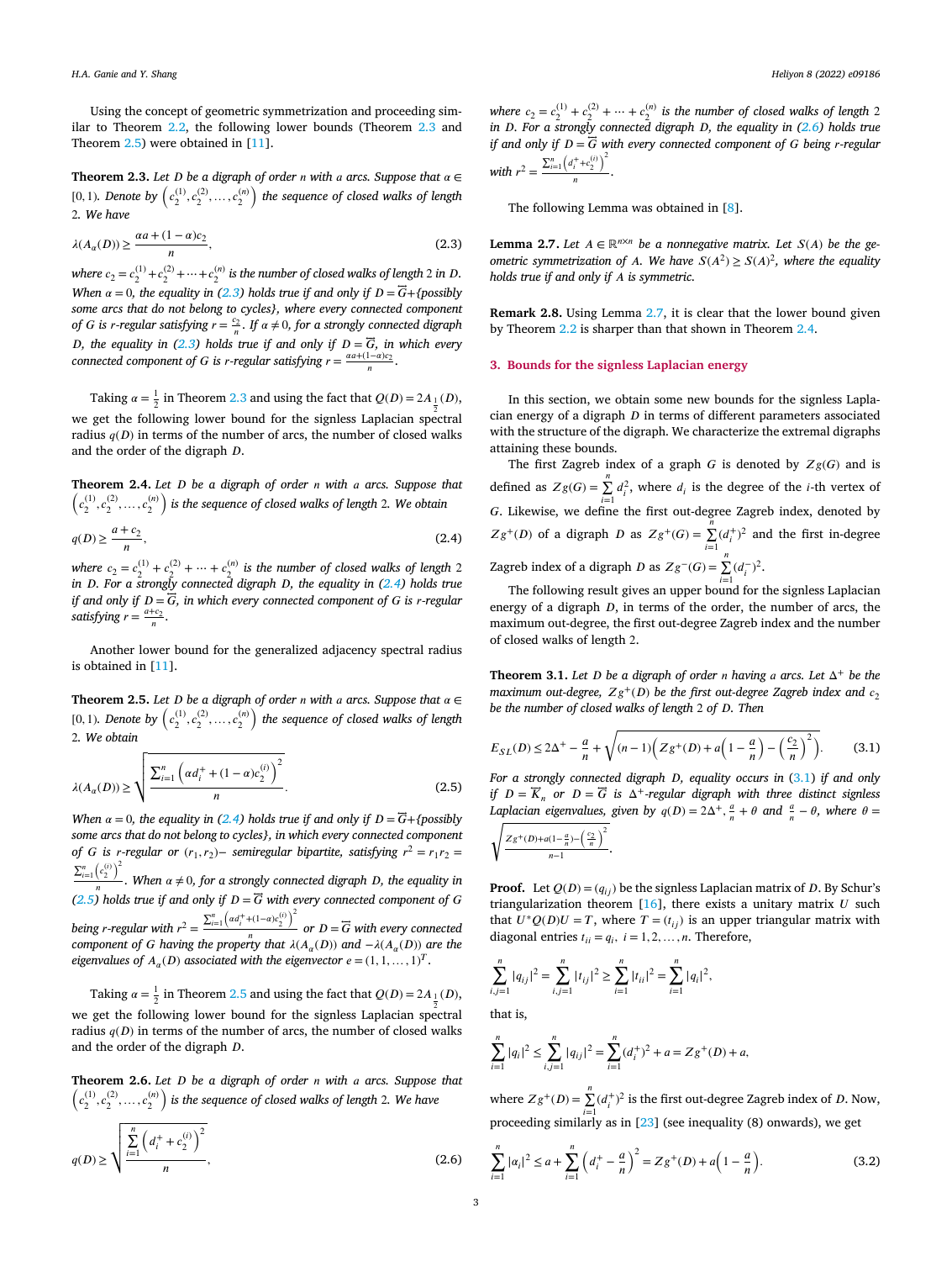Using the concept of geometric symmetrization and proceeding similar to Theorem 2.2, the following lower bounds (Theorem 2.3 and Theorem 2.5) were obtained in [11].

**Theorem 2.3.** *Let $D$ be a digraph of order $n$ with $a$ arcs. Suppose that $\alpha \in [0,1)$. Denote by $\left(c_2^{(1)}, c_2^{(2)}, \ldots, c_2^{(n)}\right)$ the sequence of closed walks of length 2. We have*

$$\lambda(A_\alpha(D)) \geq \frac{\alpha a + (1-\alpha)c_2}{n}, \tag{2.3}$$

*where $c_2 = c_2^{(1)} + c_2^{(2)} + \cdots + c_2^{(n)}$ is the number of closed walks of length 2 in $D$. When $\alpha = 0$, the equality in (2.3) holds true if and only if $D = \overleftrightarrow{G}+${possibly some arcs that do not belong to cycles}, where every connected component of $G$ is $r$-regular satisfying $r = \frac{c_2}{n}$. If $\alpha \neq 0$, for a strongly connected digraph $D$, the equality in (2.3) holds true if and only if $D = \overleftrightarrow{G}$, in which every connected component of $G$ is $r$-regular satisfying $r = \frac{\alpha a + (1-\alpha)c_2}{n}$.*

Taking $\alpha = \frac{1}{2}$ in Theorem 2.3 and using the fact that $Q(D) = 2A_{\frac{1}{2}}(D)$, we get the following lower bound for the signless Laplacian spectral radius $q(D)$ in terms of the number of arcs, the number of closed walks and the order of the digraph $D$.

**Theorem 2.4.** *Let $D$ be a digraph of order $n$ with $a$ arcs. Suppose that $\left(c_2^{(1)}, c_2^{(2)}, \ldots, c_2^{(n)}\right)$ is the sequence of closed walks of length 2. We obtain*

$$q(D) \geq \frac{a + c_2}{n}, \tag{2.4}$$

*where $c_2 = c_2^{(1)} + c_2^{(2)} + \cdots + c_2^{(n)}$ is the number of closed walks of length 2 in $D$. For a strongly connected digraph $D$, the equality in (2.4) holds true if and only if $D = \overleftrightarrow{G}$, in which every connected component of $G$ is $r$-regular satisfying $r = \frac{a+c_2}{n}$.*

Another lower bound for the generalized adjacency spectral radius is obtained in [11].

**Theorem 2.5.** *Let $D$ be a digraph of order $n$ with $a$ arcs. Suppose that $\alpha \in [0,1)$. Denote by $\left(c_2^{(1)}, c_2^{(2)}, \ldots, c_2^{(n)}\right)$ the sequence of closed walks of length 2. We obtain*

$$\lambda(A_\alpha(D)) \geq \sqrt{\frac{\sum_{i=1}^n \left(\alpha d_i^+ + (1-\alpha)c_2^{(i)}\right)^2}{n}}. \tag{2.5}$$

*When $\alpha = 0$, the equality in (2.4) holds true if and only if $D = \overleftrightarrow{G}+${possibly some arcs that do not belong to cycles}, in which every connected component of $G$ is $r$-regular or $(r_1, r_2)-$ semiregular bipartite, satisfying $r^2 = r_1 r_2 = \frac{\sum_{i=1}^n \left(c_2^{(i)}\right)^2}{n}$. When $\alpha \neq 0$, for a strongly connected digraph $D$, the equality in (2.5) holds true if and only if $D = \overleftrightarrow{G}$ with every connected component of $G$ being $r$-regular with $r^2 = \frac{\sum_{i=1}^n \left(\alpha d_i^+ + (1-\alpha)c_2^{(i)}\right)^2}{n}$ or $D = \overleftrightarrow{G}$ with every connected component of $G$ having the property that $\lambda(A_\alpha(D))$ and $-\lambda(A_\alpha(D))$ are the eigenvalues of $A_\alpha(D)$ associated with the eigenvector $e = (1,1,\ldots,1)^T$.*

Taking $\alpha = \frac{1}{2}$ in Theorem 2.5 and using the fact that $Q(D) = 2A_{\frac{1}{2}}(D)$, we get the following lower bound for the signless Laplacian spectral radius $q(D)$ in terms of the number of arcs, the number of closed walks and the order of the digraph $D$.

**Theorem 2.6.** *Let $D$ be a digraph of order $n$ with $a$ arcs. Suppose that $\left(c_2^{(1)}, c_2^{(2)}, \ldots, c_2^{(n)}\right)$ is the sequence of closed walks of length 2. We have*

$$q(D) \geq \sqrt{\frac{\sum_{i=1}^n \left(d_i^+ + c_2^{(i)}\right)^2}{n}}, \tag{2.6}$$

*where $c_2 = c_2^{(1)} + c_2^{(2)} + \cdots + c_2^{(n)}$ is the number of closed walks of length 2 in $D$. For a strongly connected digraph $D$, the equality in (2.6) holds true if and only if $D = \overleftrightarrow{G}$ with every connected component of $G$ being $r$-regular with $r^2 = \frac{\sum_{i=1}^n \left(d_i^+ + c_2^{(i)}\right)^2}{n}$.*

The following Lemma was obtained in [8].

**Lemma 2.7.** *Let $A \in \mathbb{R}^{n \times n}$ be a nonnegative matrix. Let $S(A)$ be the geometric symmetrization of $A$. We have $S(A^2) \geq S(A)^2$, where the equality holds true if and only if $A$ is symmetric.*

**Remark 2.8.** Using Lemma 2.7, it is clear that the lower bound given by Theorem 2.2 is sharper than that shown in Theorem 2.4.

## 3. Bounds for the signless Laplacian energy

In this section, we obtain some new bounds for the signless Laplacian energy of a digraph $D$ in terms of different parameters associated with the structure of the digraph. We characterize the extremal digraphs attaining these bounds.

The first Zagreb index of a graph $G$ is denoted by $Zg(G)$ and is defined as $Zg(G) = \sum_{i=1}^n d_i^2$, where $d_i$ is the degree of the $i$-th vertex of $G$. Likewise, we define the first out-degree Zagreb index, denoted by $Zg^+(D)$ of a digraph $D$ as $Zg^+(G) = \sum_{i=1}^n (d_i^+)^2$ and the first in-degree Zagreb index of a digraph $D$ as $Zg^-(G) = \sum_{i=1}^n (d_i^-)^2$.

The following result gives an upper bound for the signless Laplacian energy of a digraph $D$, in terms of the order, the number of arcs, the maximum out-degree, the first out-degree Zagreb index and the number of closed walks of length 2.

**Theorem 3.1.** *Let $D$ be a digraph of order $n$ having $a$ arcs. Let $\Delta^+$ be the maximum out-degree, $Zg^+(D)$ be the first out-degree Zagreb index and $c_2$ be the number of closed walks of length 2 of $D$. Then*

$$E_{SL}(D) \leq 2\Delta^+ - \frac{a}{n} + \sqrt{(n-1)\left(Zg^+(D) + a\left(1 - \frac{a}{n}\right) - \left(\frac{c_2}{n}\right)^2\right)}. \tag{3.1}$$

*For a strongly connected digraph $D$, equality occurs in (3.1) if and only if $D = \overleftrightarrow{K}_n$ or $D = \overleftrightarrow{G}$ is $\Delta^+$-regular digraph with three distinct signless Laplacian eigenvalues, given by $q(D) = 2\Delta^+$, $\frac{a}{n} + \theta$ and $\frac{a}{n} - \theta$, where $\theta = \sqrt{\frac{Zg^+(D) + a(1-\frac{a}{n}) - \left(\frac{c_2}{n}\right)^2}{n-1}}$.*

**Proof.** Let $Q(D) = (q_{ij})$ be the signless Laplacian matrix of $D$. By Schur's triangularization theorem [16], there exists a unitary matrix $U$ such that $U^* Q(D) U = T$, where $T = (t_{ij})$ is an upper triangular matrix with diagonal entries $t_{ii} = q_i$, $i = 1, 2, \ldots, n$. Therefore,

$$\sum_{i,j=1}^n |q_{ij}|^2 = \sum_{i,j=1}^n |t_{ij}|^2 \geq \sum_{i=1}^n |t_{ii}|^2 = \sum_{i=1}^n |q_i|^2,$$

that is,

$$\sum_{i=1}^n |q_i|^2 \leq \sum_{i,j=1}^n |q_{ij}|^2 = \sum_{i=1}^n (d_i^+)^2 + a = Zg^+(D) + a,$$

where $Zg^+(D) = \sum_{i=1}^n (d_i^+)^2$ is the first out-degree Zagreb index of $D$. Now, proceeding similarly as in [23] (see inequality (8) onwards), we get

$$\sum_{i=1}^n |\alpha_i|^2 \leq a + \sum_{i=1}^n \left(d_i^+ - \frac{a}{n}\right)^2 = Zg^+(D) + a\left(1 - \frac{a}{n}\right). \tag{3.2}$$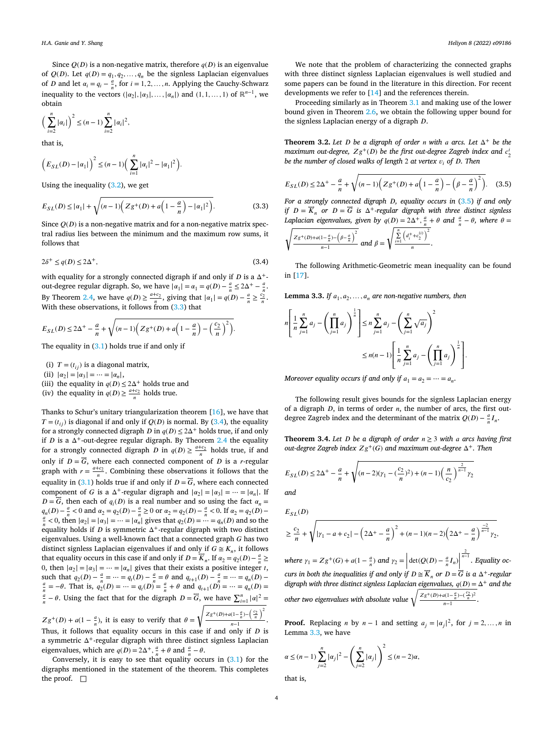Since $Q(D)$ is a non-negative matrix, therefore $q(D)$ is an eigenvalue of $Q(D)$. Let $q(D) = q_1, q_2, \ldots, q_n$ be the signless Laplacian eigenvalues of $D$ and let $\alpha_i = q_i - \frac{a}{n}$, for $i = 1, 2, \ldots, n$. Applying the Cauchy-Schwarz inequality to the vectors $(|\alpha_2|, |\alpha_3|, \ldots, |\alpha_n|)$ and $(1, 1, \ldots, 1)$ of $\mathbb{R}^{n-1}$, we obtain

$$\Big(\sum_{i=2}^{n} |\alpha_i|\Big)^2 \le (n-1)\sum_{i=2}^{n} |\alpha_i|^2,$$

that is,

$$\Big(E_{SL}(D) - |\alpha_1|\Big)^2 \le (n-1)\Big(\sum_{i=1}^{n} |\alpha_i|^2 - |\alpha_1|^2\Big).$$

Using the inequality (3.2), we get

$$E_{SL}(D) \le |\alpha_1| + \sqrt{(n-1)\Big(Zg^+(D) + a\Big(1 - \frac{a}{n}\Big) - |\alpha_1|^2\Big)}. \tag{3.3}$$

Since $Q(D)$ is a non-negative matrix and for a non-negative matrix spectral radius lies between the minimum and the maximum row sums, it follows that

$$2\delta^+ \le q(D) \le 2\Delta^+, \tag{3.4}$$

with equality for a strongly connected digraph if and only if $D$ is a $\Delta^+$-out-degree regular digraph. So, we have $|\alpha_1| = \alpha_1 = q(D) - \frac{a}{n} \le 2\Delta^+ - \frac{a}{n}$. By Theorem 2.4, we have $q(D) \ge \frac{a + c_2}{n}$, giving that $|\alpha_1| = q(D) - \frac{a}{n} \ge \frac{c_2}{n}$. With these observations, it follows from (3.3) that

$$E_{SL}(D) \le 2\Delta^+ - \frac{a}{n} + \sqrt{(n-1)\Big(Zg^+(D) + a\Big(1 - \frac{a}{n}\Big) - \Big(\frac{c_2}{n}\Big)^2\Big)}.$$

The equality in (3.1) holds true if and only if

- (i) $T = (t_{ij})$ is a diagonal matrix,
- (ii) $|\alpha_2| = |\alpha_3| = \cdots = |\alpha_n|$,
- (iii) the equality in $q(D) \le 2\Delta^+$ holds true and
- (iv) the equality in $q(D) \ge \frac{a + c_2}{n}$ holds true.

Thanks to Schur's unitary triangularization theorem [16], we have that $T = (t_{ij})$ is diagonal if and only if $Q(D)$ is normal. By (3.4), the equality for a strongly connected digraph $D$ in $q(D) \le 2\Delta^+$ holds true, if and only if $D$ is a $\Delta^+$-out-degree regular digraph. By Theorem 2.4 the equality for a strongly connected digraph $D$ in $q(D) \ge \frac{a + c_2}{n}$ holds true, if and only if $D = \overleftrightarrow{G}$, where each connected component of $D$ is a $r$-regular graph with $r = \frac{a + c_2}{n}$. Combining these observations it follows that the equality in (3.1) holds true if and only if $D = \overleftrightarrow{G}$, where each connected component of $G$ is a $\Delta^+$-regular digraph and $|\alpha_2| = |\alpha_3| = \cdots = |\alpha_n|$. If $D = \overleftrightarrow{G}$, then each of $q_i(D)$ is a real number and so using the fact $\alpha_n = q_n(D) - \frac{a}{n} < 0$ and $\alpha_2 = q_2(D) - \frac{a}{n} \ge 0$ or $\alpha_2 = q_2(D) - \frac{a}{n} < 0$. If $\alpha_2 = q_2(D) - \frac{a}{n} < 0$, then $|\alpha_2| = |\alpha_3| = \cdots = |\alpha_n|$ gives that $q_2(D) = \cdots = q_n(D)$ and so the equality holds if $D$ is symmetric $\Delta^+$-regular digraph with two distinct eigenvalues. Using a well-known fact that a connected graph $G$ has two distinct signless Laplacian eigenvalues if and only if $G \cong K_n$, it follows that equality occurs in this case if and only if $D = \overleftrightarrow{K}_n$. If $\alpha_2 = q_2(D) - \frac{a}{n} \ge 0$, then $|\alpha_2| = |\alpha_3| = \cdots = |\alpha_n|$ gives that their exists a positive integer $t$, such that $q_2(D) - \frac{a}{n} = \cdots = q_t(D) - \frac{a}{n} = \theta$ and $q_{t+1}(D) - \frac{a}{n} = \cdots = q_n(D) - \frac{a}{n} = -\theta$. That is, $q_2(D) = \cdots = q_t(D) = \frac{a}{n} + \theta$ and $q_{t+1}(D) = \cdots = q_n(D) = \frac{a}{n} - \theta$. Using the fact that for the digraph $D = \overleftrightarrow{G}$, we have $\sum_{i=1}^{n} |\alpha|^2 = Zg^+(D) + a(1 - \frac{a}{n})$, it is easy to verify that $\theta = \sqrt{\frac{Zg^+(D) + a(1 - \frac{a}{n}) - \left(\frac{c_2}{n}\right)^2}{n-1}}$. Thus, it follows that equality occurs in this case if and only if $D$ is a symmetric $\Delta^+$-regular digraph with three distinct signless Laplacian eigenvalues, which are $q(D) = 2\Delta^+, \frac{a}{n} + \theta$ and $\frac{a}{n} - \theta$.

Conversely, it is easy to see that equality occurs in (3.1) for the digraphs mentioned in the statement of the theorem. This completes the proof. $\square$

We note that the problem of characterizing the connected graphs with three distinct signless Laplacian eigenvalues is well studied and some papers can be found in the literature in this direction. For recent developments we refer to [14] and the references therein.

Proceeding similarly as in Theorem 3.1 and making use of the lower bound given in Theorem 2.6, we obtain the following upper bound for the signless Laplacian energy of a digraph $D$.

**Theorem 3.2.** *Let $D$ be a digraph of order $n$ with $a$ arcs. Let $\Delta^+$ be the maximum out-degree, $Zg^+(D)$ be the first out-degree Zagreb index and $c_2^i$ be the number of closed walks of length 2 at vertex $v_i$ of $D$. Then*

$$E_{SL}(D) \le 2\Delta^+ - \frac{a}{n} + \sqrt{(n-1)\Big(Zg^+(D) + a\Big(1 - \frac{a}{n}\Big) - \Big(\beta - \frac{a}{n}\Big)^2\Big)}. \tag{3.5}$$

*For a strongly connected digraph $D$, equality occurs in (3.5) if and only if $D = \overleftrightarrow{K}_n$ or $D = \overleftrightarrow{G}$ is $\Delta^+$-regular digraph with three distinct signless Laplacian eigenvalues, given by $q(D) = 2\Delta^+, \frac{a}{n} + \theta$ and $\frac{a}{n} - \theta$, where $\theta = \sqrt{\frac{Zg^+(D) + a(1 - \frac{a}{n}) - \left(\beta - \frac{a}{n}\right)^2}{n-1}}$ and $\beta = \sqrt{\frac{\sum_{i=1}^{n}\left(d_i^+ + c_2^{(i)}\right)^2}{n}}$.*

The following Arithmetic-Geometric mean inequality can be found in [17].

**Lemma 3.3.** *If $a_1, a_2, \ldots, a_n$ are non-negative numbers, then*

$$n\left[\frac{1}{n}\sum_{j=1}^{n} a_j - \Big(\prod_{j=1}^{n} a_j\Big)^{\frac{1}{n}}\right] \le n\sum_{j=1}^{n} a_j - \Big(\sum_{j=1}^{n} \sqrt{a_j}\Big)^2$$
$$\le n(n-1)\left[\frac{1}{n}\sum_{j=1}^{n} a_j - \Big(\prod_{j=1}^{n} a_j\Big)^{\frac{1}{n}}\right].$$

*Moreover equality occurs if and only if $a_1 = a_2 = \cdots = a_n$.*

The following result gives bounds for the signless Laplacian energy of a digraph $D$, in terms of order $n$, the number of arcs, the first out-degree Zagreb index and the determinant of the matrix $Q(D) - \frac{a}{n}I_n$.

**Theorem 3.4.** *Let $D$ be a digraph of order $n \ge 3$ with $a$ arcs having first out-degree Zagreb index $Zg^+(G)$ and maximum out-degree $\Delta^+$. Then*

$$E_{SL}(D) \le 2\Delta^+ - \frac{a}{n} + \sqrt{(n-2)(\gamma_1 - (\frac{c_2}{n})^2) + (n-1)\Big(\frac{n}{c_2}\Big)^{\frac{2}{n-1}}\gamma_2}$$

*and*

$$E_{SL}(D) \ge \frac{c_2}{n} + \sqrt{\Big|\gamma_1 - a + c_2\Big| - \Big(2\Delta^+ - \frac{a}{n}\Big)^2 + (n-1)(n-2)\Big(2\Delta^+ - \frac{a}{n}\Big)^{\frac{-2}{n-1}}\gamma_2},$$

*where $\gamma_1 = Zg^+(G) + a(1 - \frac{a}{n})$ and $\gamma_2 = \left|\det(Q(D) - \frac{a}{n}I_n)\right|^{\frac{2}{n-1}}$. Equality occurs in both the inequalities if and only if $D \cong \overleftrightarrow{K}_n$ or $D = \overleftrightarrow{G}$ is a $\Delta^+$-regular digraph with three distinct signless Laplacian eigenvalues, $q(D) = \Delta^+$ and the other two eigenvalues with absolute value $\sqrt{\frac{Zg^+(D) + a(1 - \frac{a}{n}) - (\frac{c_2}{n})^2}{n-1}}$.*

**Proof.** Replacing $n$ by $n-1$ and setting $a_j = |\alpha_j|^2$, for $j = 2, \ldots, n$ in Lemma 3.3, we have

$$\alpha \le (n-1)\sum_{j=2}^{n} |\alpha_j|^2 - \Big(\sum_{j=2}^{n} |\alpha_j|\Big)^2 \le (n-2)\alpha,$$

that is,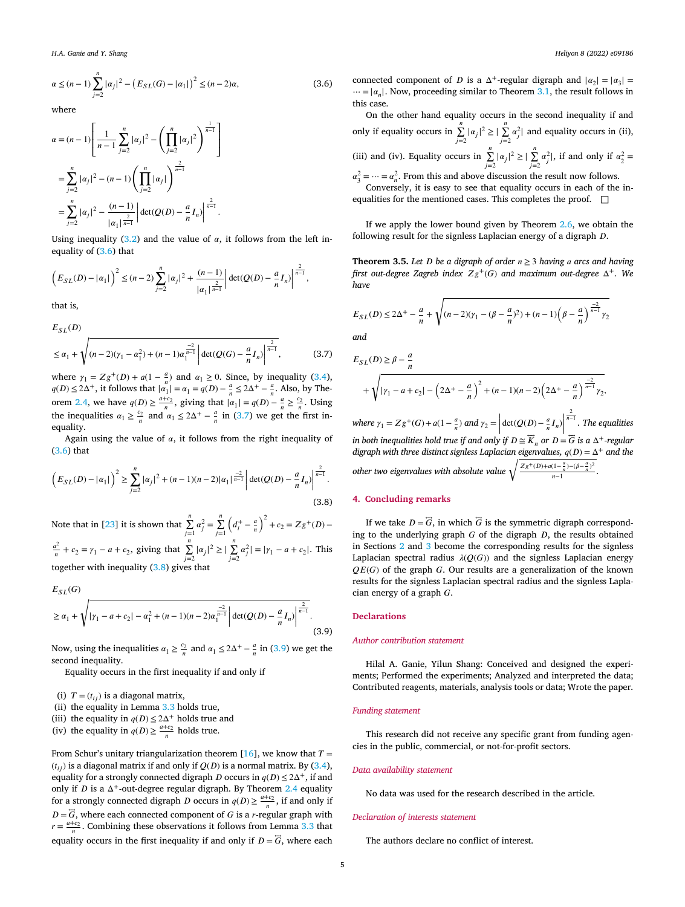$$\alpha \le (n-1)\sum_{j=2}^{n}|\alpha_j|^2 - \left(E_{SL}(G)-|\alpha_1|\right)^2 \le (n-2)\alpha, \tag{3.6}$$

where

$$\alpha = (n-1)\left[\frac{1}{n-1}\sum_{j=2}^{n}|\alpha_j|^2 - \left(\prod_{j=2}^{n}|\alpha_j|^2\right)^{\frac{1}{n-1}}\right]$$

$$= \sum_{j=2}^{n}|\alpha_j|^2 - (n-1)\left(\prod_{j=2}^{n}|\alpha_j|\right)^{\frac{2}{n-1}}$$

$$= \sum_{j=2}^{n}|\alpha_j|^2 - \frac{(n-1)}{|\alpha_1|^{\frac{2}{n-1}}}\left|\det(Q(D)-\frac{a}{n}I_n)\right|^{\frac{2}{n-1}}.$$

Using inequality (3.2) and the value of $\alpha$, it follows from the left inequality of (3.6) that

$$\left(E_{SL}(D)-|\alpha_1|\right)^2 \le (n-2)\sum_{j=2}^{n}|\alpha_j|^2 + \frac{(n-1)}{|\alpha_1|^{\frac{2}{n-1}}}\left|\det(Q(D)-\frac{a}{n}I_n)\right|^{\frac{2}{n-1}},$$

that is,

$$E_{SL}(D) \le \alpha_1 + \sqrt{(n-2)(\gamma_1-\alpha_1^2)+(n-1)\alpha_1^{\frac{-2}{n-1}}\left|\det(Q(G)-\frac{a}{n}I_n)\right|^{\frac{2}{n-1}}}, \tag{3.7}$$

where $\gamma_1 = Zg^+(D) + a(1-\frac{a}{n})$ and $\alpha_1 \ge 0$. Since, by inequality (3.4), $q(D) \le 2\Delta^+$, it follows that $|\alpha_1| = \alpha_1 = q(D) - \frac{a}{n} \le 2\Delta^+ - \frac{a}{n}$. Also, by Theorem 2.4, we have $q(D) \ge \frac{a+c_2}{n}$, giving that $|\alpha_1| = q(D) - \frac{a}{n} \ge \frac{c_2}{n}$. Using the inequalities $\alpha_1 \ge \frac{c_2}{n}$ and $\alpha_1 \le 2\Delta^+ - \frac{a}{n}$ in (3.7) we get the first inequality.

Again using the value of $\alpha$, it follows from the right inequality of (3.6) that

$$\left(E_{SL}(D)-|\alpha_1|\right)^2 \ge \sum_{j=2}^{n}|\alpha_j|^2 + (n-1)(n-2)|\alpha_1|^{\frac{-2}{n-1}}\left|\det(Q(D)-\frac{a}{n}I_n)\right|^{\frac{2}{n-1}}. \tag{3.8}$$

Note that in [23] it is shown that $\sum_{j=1}^{n}\alpha_j^2 = \sum_{j=1}^{n}\left(d_i^+ - \frac{a}{n}\right)^2 + c_2 = Zg^+(D) - \frac{a^2}{n} + c_2 = \gamma_1 - a + c_2$, giving that $\sum_{j=2}^{n}|\alpha_j|^2 \ge |\sum_{j=2}^{n}\alpha_j^2| = |\gamma_1 - a + c_2|$. This together with inequality (3.8) gives that

$$E_{SL}(G) \ge \alpha_1 + \sqrt{|\gamma_1 - a + c_2| - \alpha_1^2 + (n-1)(n-2)\alpha_1^{\frac{-2}{n-1}}\left|\det(Q(D)-\frac{a}{n}I_n)\right|^{\frac{2}{n-1}}}. \tag{3.9}$$

Now, using the inequalities $\alpha_1 \ge \frac{c_2}{n}$ and $\alpha_1 \le 2\Delta^+ - \frac{a}{n}$ in (3.9) we get the second inequality.

Equality occurs in the first inequality if and only if

(i) $T = (t_{ij})$ is a diagonal matrix,
(ii) the equality in Lemma 3.3 holds true,
(iii) the equality in $q(D) \le 2\Delta^+$ holds true and
(iv) the equality in $q(D) \ge \frac{a+c_2}{n}$ holds true.

From Schur's unitary triangularization theorem [16], we know that $T = (t_{ij})$ is a diagonal matrix if and only if $Q(D)$ is a normal matrix. By (3.4), equality for a strongly connected digraph $D$ occurs in $q(D) \le 2\Delta^+$, if and only if $D$ is a $\Delta^+$-out-degree regular digraph. By Theorem 2.4 equality for a strongly connected digraph $D$ occurs in $q(D) \ge \frac{a+c_2}{n}$, if and only if $D = \overleftrightarrow{G}$, where each connected component of $G$ is a $r$-regular graph with $r = \frac{a+c_2}{n}$. Combining these observations it follows from Lemma 3.3 that equality occurs in the first inequality if and only if $D = \overleftrightarrow{G}$, where each connected component of $D$ is a $\Delta^+$-regular digraph and $|\alpha_2| = |\alpha_3| = \cdots = |\alpha_n|$. Now, proceeding similar to Theorem 3.1, the result follows in this case.

On the other hand equality occurs in the second inequality if and only if equality occurs in $\sum_{j=2}^{n}|\alpha_j|^2 \ge |\sum_{j=2}^{n}\alpha_j^2|$ and equality occurs in (ii), (iii) and (iv). Equality occurs in $\sum_{j=2}^{n}|\alpha_j|^2 \ge |\sum_{j=2}^{n}\alpha_j^2|$, if and only if $\alpha_2^2 = \alpha_3^2 = \cdots = \alpha_n^2$. From this and above discussion the result now follows.

Conversely, it is easy to see that equality occurs in each of the inequalities for the mentioned cases. This completes the proof. ☐

If we apply the lower bound given by Theorem 2.6, we obtain the following result for the signless Laplacian energy of a digraph $D$.

**Theorem 3.5.** *Let $D$ be a digraph of order $n \ge 3$ having $a$ arcs and having first out-degree Zagreb index $Zg^+(G)$ and maximum out-degree $\Delta^+$. We have*

$$E_{SL}(D) \le 2\Delta^+ - \frac{a}{n} + \sqrt{(n-2)(\gamma_1 - (\beta - \frac{a}{n})^2) + (n-1)\left(\beta - \frac{a}{n}\right)^{\frac{-2}{n-1}}\gamma_2}$$

*and*

$$E_{SL}(D) \ge \beta - \frac{a}{n} + \sqrt{|\gamma_1 - a + c_2| - \left(2\Delta^+ - \frac{a}{n}\right)^2 + (n-1)(n-2)\left(2\Delta^+ - \frac{a}{n}\right)^{\frac{-2}{n-1}}\gamma_2},$$

*where $\gamma_1 = Zg^+(G) + a(1-\frac{a}{n})$ and $\gamma_2 = \left|\det(Q(D)-\frac{a}{n}I_n)\right|^{\frac{2}{n-1}}$. The equalities in both inequalities hold true if and only if $D \cong \overleftrightarrow{K}_n$ or $D = \overleftrightarrow{G}$ is a $\Delta^+$-regular digraph with three distinct signless Laplacian eigenvalues, $q(D) = \Delta^+$ and the other two eigenvalues with absolute value $\sqrt{\frac{Zg^+(D)+a(1-\frac{a}{n})-(\beta-\frac{a}{n})^2}{n-1}}$.*

## 4. Concluding remarks

If we take $D = \overleftrightarrow{G}$, in which $\overleftrightarrow{G}$ is the symmetric digraph corresponding to the underlying graph $G$ of the digraph $D$, the results obtained in Sections 2 and 3 become the corresponding results for the signless Laplacian spectral radius $\lambda(Q(G))$ and the signless Laplacian energy $QE(G)$ of the graph $G$. Our results are a generalization of the known results for the signless Laplacian spectral radius and the signless Laplacian energy of a graph $G$.

## Declarations

### Author contribution statement

Hilal A. Ganie, Yilun Shang: Conceived and designed the experiments; Performed the experiments; Analyzed and interpreted the data; Contributed reagents, materials, analysis tools or data; Wrote the paper.

### Funding statement

This research did not receive any specific grant from funding agencies in the public, commercial, or not-for-profit sectors.

### Data availability statement

No data was used for the research described in the article.

### Declaration of interests statement

The authors declare no conflict of interest.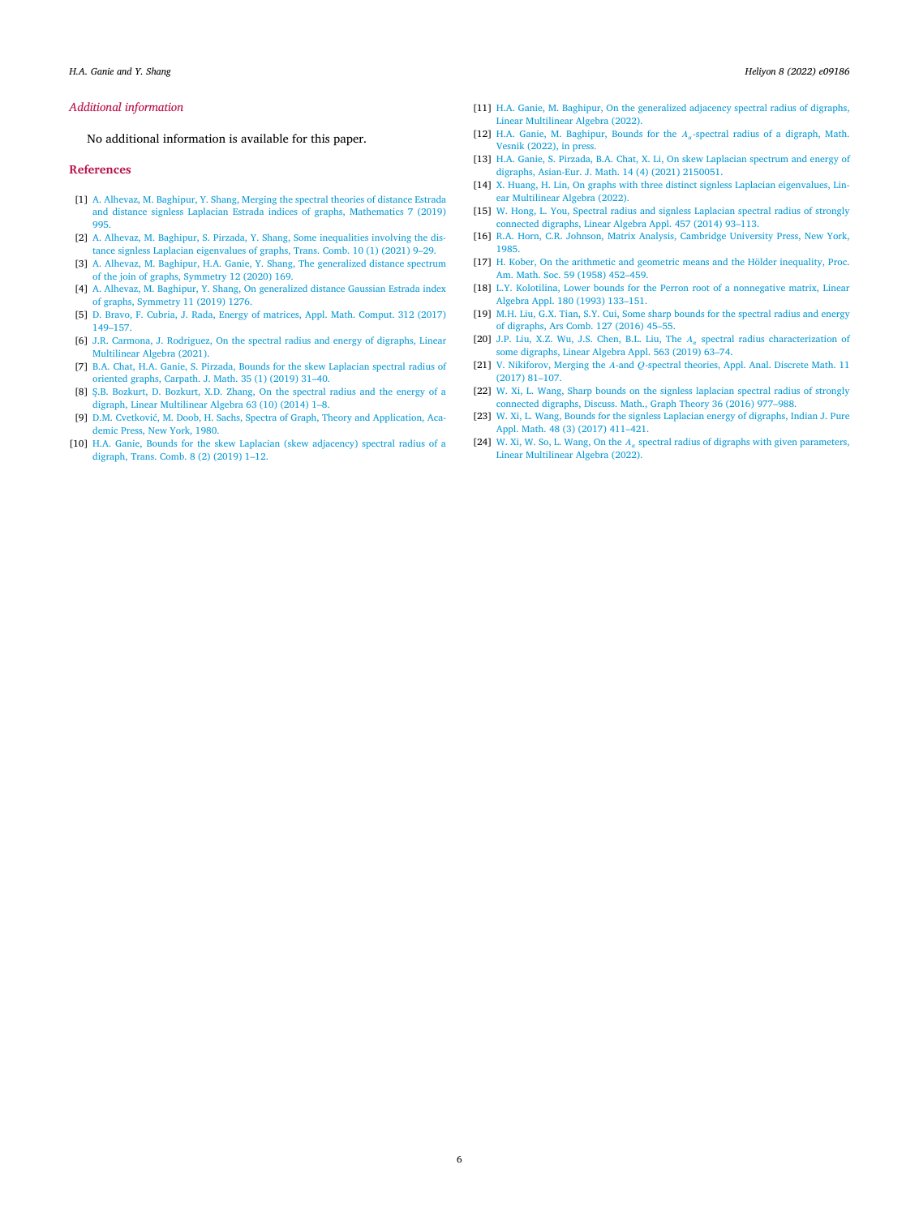## Additional information

No additional information is available for this paper.

## References

[1] A. Alhevaz, M. Baghipur, Y. Shang, Merging the spectral theories of distance Estrada and distance signless Laplacian Estrada indices of graphs, Mathematics 7 (2019) 995.

[2] A. Alhevaz, M. Baghipur, S. Pirzada, Y. Shang, Some inequalities involving the distance signless Laplacian eigenvalues of graphs, Trans. Comb. 10 (1) (2021) 9–29.

[3] A. Alhevaz, M. Baghipur, H.A. Ganie, Y. Shang, The generalized distance spectrum of the join of graphs, Symmetry 12 (2020) 169.

[4] A. Alhevaz, M. Baghipur, Y. Shang, On generalized distance Gaussian Estrada index of graphs, Symmetry 11 (2019) 1276.

[5] D. Bravo, F. Cubria, J. Rada, Energy of matrices, Appl. Math. Comput. 312 (2017) 149–157.

[6] J.R. Carmona, J. Rodriguez, On the spectral radius and energy of digraphs, Linear Multilinear Algebra (2021).

[7] B.A. Chat, H.A. Ganie, S. Pirzada, Bounds for the skew Laplacian spectral radius of oriented graphs, Carpath. J. Math. 35 (1) (2019) 31–40.

[8] Ş.B. Bozkurt, D. Bozkurt, X.D. Zhang, On the spectral radius and the energy of a digraph, Linear Multilinear Algebra 63 (10) (2014) 1–8.

[9] D.M. Cvetković, M. Doob, H. Sachs, Spectra of Graph, Theory and Application, Academic Press, New York, 1980.

[10] H.A. Ganie, Bounds for the skew Laplacian (skew adjacency) spectral radius of a digraph, Trans. Comb. 8 (2) (2019) 1–12.

[11] H.A. Ganie, M. Baghipur, On the generalized adjacency spectral radius of digraphs, Linear Multilinear Algebra (2022).

[12] H.A. Ganie, M. Baghipur, Bounds for the $A_\alpha$-spectral radius of a digraph, Math. Vesnik (2022), in press.

[13] H.A. Ganie, S. Pirzada, B.A. Chat, X. Li, On skew Laplacian spectrum and energy of digraphs, Asian-Eur. J. Math. 14 (4) (2021) 2150051.

[14] X. Huang, H. Lin, On graphs with three distinct signless Laplacian eigenvalues, Linear Multilinear Algebra (2022).

[15] W. Hong, L. You, Spectral radius and signless Laplacian spectral radius of strongly connected digraphs, Linear Algebra Appl. 457 (2014) 93–113.

[16] R.A. Horn, C.R. Johnson, Matrix Analysis, Cambridge University Press, New York, 1985.

[17] H. Kober, On the arithmetic and geometric means and the Hölder inequality, Proc. Am. Math. Soc. 59 (1958) 452–459.

[18] L.Y. Kolotilina, Lower bounds for the Perron root of a nonnegative matrix, Linear Algebra Appl. 180 (1993) 133–151.

[19] M.H. Liu, G.X. Tian, S.Y. Cui, Some sharp bounds for the spectral radius and energy of digraphs, Ars Comb. 127 (2016) 45–55.

[20] J.P. Liu, X.Z. Wu, J.S. Chen, B.L. Liu, The $A_\alpha$ spectral radius characterization of some digraphs, Linear Algebra Appl. 563 (2019) 63–74.

[21] V. Nikiforov, Merging the $A$-and $Q$-spectral theories, Appl. Anal. Discrete Math. 11 (2017) 81–107.

[22] W. Xi, L. Wang, Sharp bounds on the signless laplacian spectral radius of strongly connected digraphs, Discuss. Math., Graph Theory 36 (2016) 977–988.

[23] W. Xi, L. Wang, Bounds for the signless Laplacian energy of digraphs, Indian J. Pure Appl. Math. 48 (3) (2017) 411–421.

[24] W. Xi, W. So, L. Wang, On the $A_\alpha$ spectral radius of digraphs with given parameters, Linear Multilinear Algebra (2022).